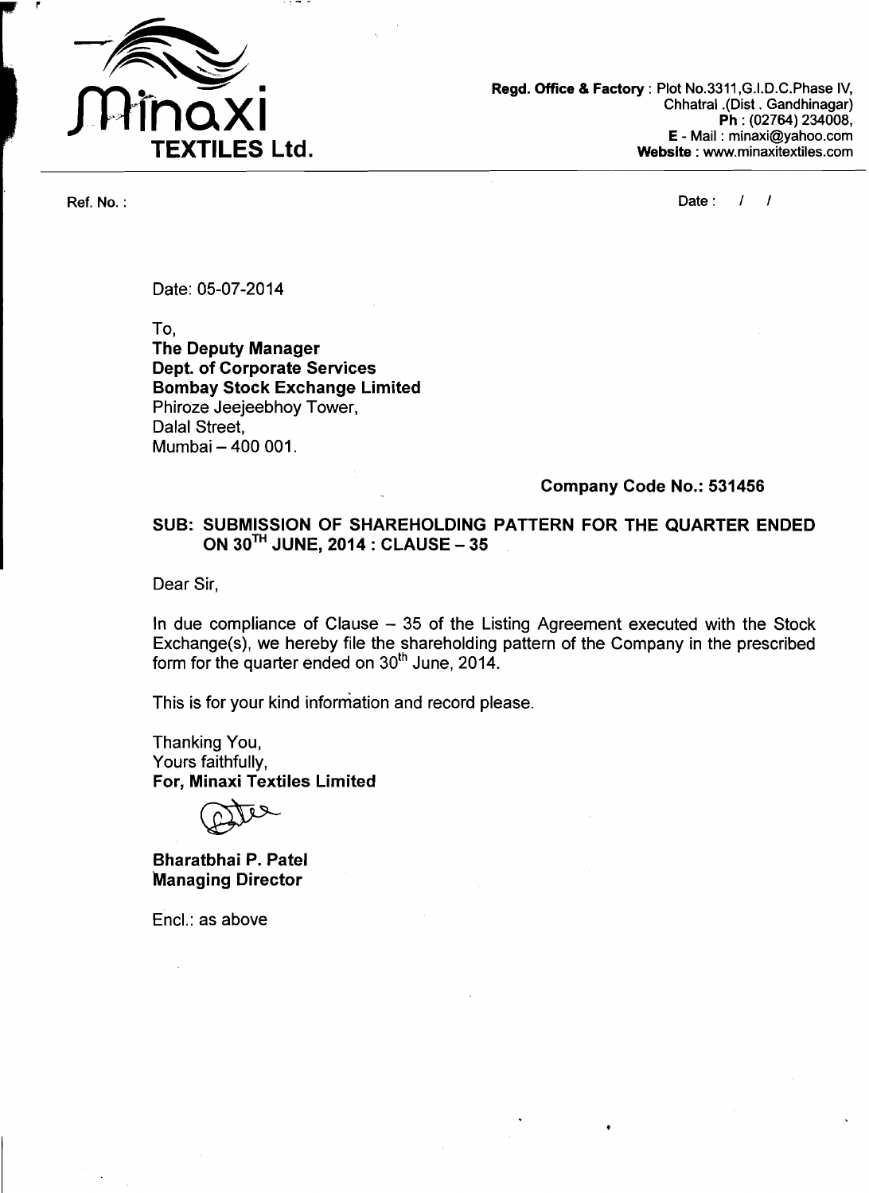**Minaxi TEXTILES Ltd.**

**Regd. Office & Factory** : Plot No.3311,G.I.D.C.Phase IV, Chhatral .(Dist . Gandhinagar)
**Ph** : (02764) 234008,
**E** - Mail : minaxi@yahoo.com
**Website** : www.minaxitextiles.com

Ref. No. :

Date : / /

Date: 05-07-2014

To,
**The Deputy Manager**
**Dept. of Corporate Services**
**Bombay Stock Exchange Limited**
Phiroze Jeejeebhoy Tower,
Dalal Street,
Mumbai – 400 001.

**Company Code No.: 531456**

**SUB: SUBMISSION OF SHAREHOLDING PATTERN FOR THE QUARTER ENDED ON 30TH JUNE, 2014 : CLAUSE – 35**

Dear Sir,

In due compliance of Clause – 35 of the Listing Agreement executed with the Stock Exchange(s), we hereby file the shareholding pattern of the Company in the prescribed form for the quarter ended on 30th June, 2014.

This is for your kind information and record please.

Thanking You,
Yours faithfully,
**For, Minaxi Textiles Limited**

**Bharatbhai P. Patel**
**Managing Director**

Encl.: as above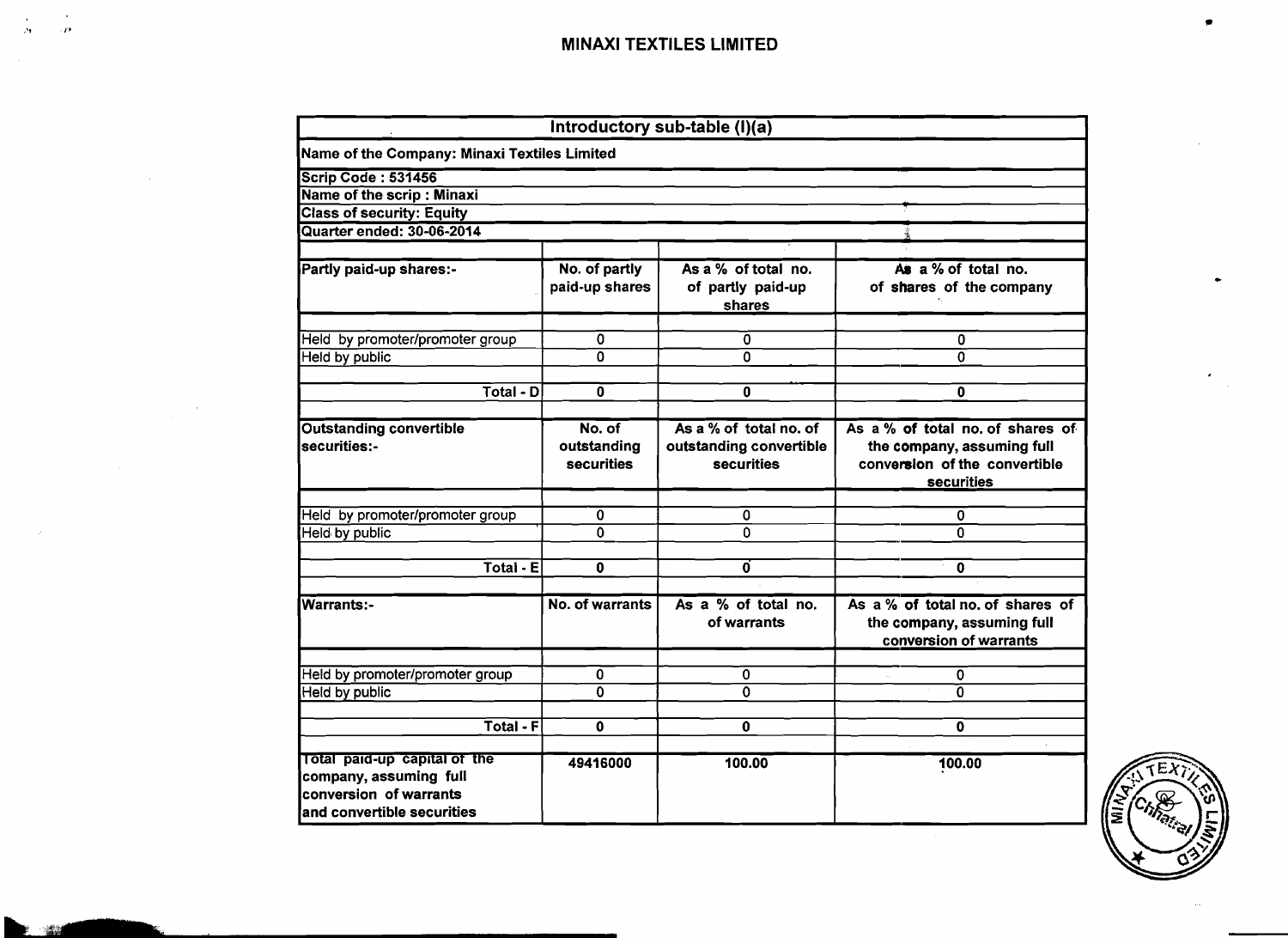## MINAXI TEXTILES LIMITED

| Introductory sub-table (I)(a) | | | |
|---|---|---|---|
| Name of the Company: Minaxi Textiles Limited | | | |
| Scrip Code : 531456 | | | |
| Name of the scrip : Minaxi | | | |
| Class of security: Equity | | | |
| Quarter ended: 30-06-2014 | | | |
| Partly paid-up shares:- | No. of partly paid-up shares | As a % of total no. of partly paid-up shares | As a % of total no. of shares of the company |
| Held by promoter/promoter group | 0 | 0 | 0 |
| Held by public | 0 | 0 | 0 |
| Total - D | 0 | 0 | 0 |
| Outstanding convertible securities:- | No. of outstanding securities | As a % of total no. of outstanding convertible securities | As a % of total no. of shares of the company, assuming full conversion of the convertible securities |
| Held by promoter/promoter group | 0 | 0 | 0 |
| Held by public | 0 | 0 | 0 |
| Total - E | 0 | 0 | 0 |
| Warrants:- | No. of warrants | As a % of total no. of warrants | As a % of total no. of shares of the company, assuming full conversion of warrants |
| Held by promoter/promoter group | 0 | 0 | 0 |
| Held by public | 0 | 0 | 0 |
| Total - F | 0 | 0 | 0 |
| Total paid-up capital of the company, assuming full conversion of warrants and convertible securities | 49416000 | 100.00 | 100.00 |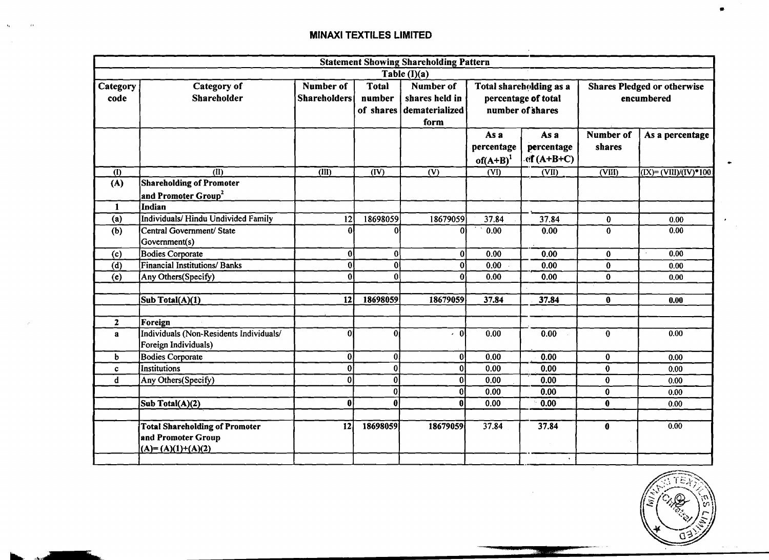## MINAXI TEXTILES LIMITED

| Statement Showing Shareholding Pattern | | | | | | | | |
|---|---|---|---|---|---|---|---|---|
| Table (I)(a) | | | | | | | | |
| Category code | Category of Shareholder | Number of Shareholders | Total number of shares | Number of shares held in dematerialized form | Total shareholding as a percentage of total number of shares | | Shares Pledged or otherwise encumbered | |
| | | | | | As a percentage of(A+B)[1] | As a percentage of (A+B+C) | Number of shares | As a percentage |
| (I) | (II) | (III) | (IV) | (V) | (VI) | (VII) | (VIII) | (IX)= (VIII)/(IV)*100 |
| (A) | **Shareholding of Promoter and Promoter Group[2]** | | | | | | | |
| 1 | **Indian** | | | | | | | |
| (a) | Individuals/ Hindu Undivided Family | 12 | 18698059 | 18679059 | 37.84 | 37.84 | 0 | 0.00 |
| (b) | Central Government/ State Government(s) | 0 | 0 | 0 | 0.00 | 0.00 | 0 | 0.00 |
| (c) | Bodies Corporate | 0 | 0 | 0 | 0.00 | 0.00 | 0 | 0.00 |
| (d) | Financial Institutions/ Banks | 0 | 0 | 0 | 0.00 | 0.00 | 0 | 0.00 |
| (e) | Any Others(Specify) | 0 | 0 | 0 | 0.00 | 0.00 | 0 | 0.00 |
| | | | | | | | | |
| | **Sub Total(A)(1)** | **12** | **18698059** | **18679059** | **37.84** | **37.84** | **0** | **0.00** |
| | | | | | | | | |
| 2 | **Foreign** | | | | | | | |
| a | Individuals (Non-Residents Individuals/ Foreign Individuals) | 0 | 0 | 0 | 0.00 | 0.00 | 0 | 0.00 |
| b | Bodies Corporate | 0 | 0 | 0 | 0.00 | 0.00 | 0 | 0.00 |
| c | Institutions | 0 | 0 | 0 | 0.00 | 0.00 | 0 | 0.00 |
| d | Any Others(Specify) | 0 | 0 | 0 | 0.00 | 0.00 | 0 | 0.00 |
| | | | 0 | 0 | 0.00 | 0.00 | 0 | 0.00 |
| | **Sub Total(A)(2)** | **0** | **0** | **0** | 0.00 | **0.00** | **0** | 0.00 |
| | | | | | | | | |
| | **Total Shareholding of Promoter and Promoter Group (A)= (A)(1)+(A)(2)** | **12** | **18698059** | **18679059** | 37.84 | 37.84 | **0** | 0.00 |
| | | | | | | | | |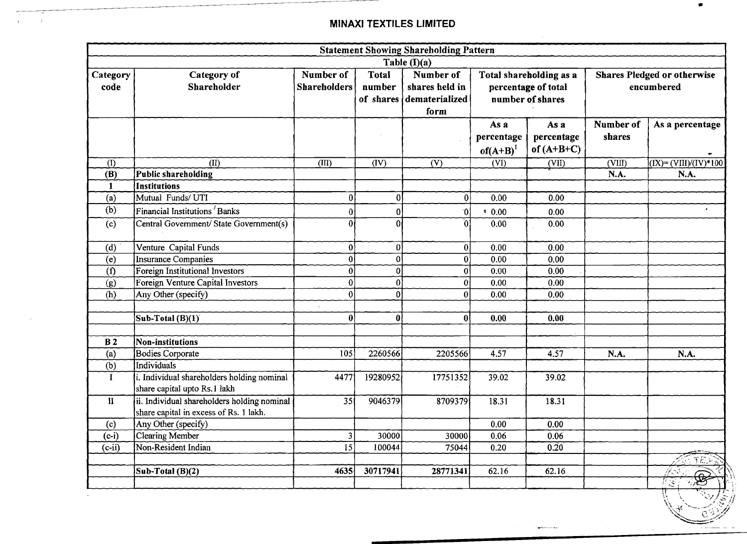# MINAXI TEXTILES LIMITED

| Statement Showing Shareholding Pattern | | | | | | | | |
|---|---|---|---|---|---|---|---|---|
| Table (I)(a) | | | | | | | | |
| Category code | Category of Shareholder | Number of Shareholders | Total number of shares | Number of shares held in dematerialized form | Total shareholding as a percentage of total number of shares | | Shares Pledged or otherwise encumbered | |
| | | | | | As a percentage of(A+B)[1] | As a percentage of (A+B+C) | Number of shares | As a percentage |
| (I) | (II) | (III) | (IV) | (V) | (VI) | (VII) | (VIII) | (IX)= (VIII)/(IV)*100 |
| **(B)** | **Public shareholding** | | | | | | **N.A.** | **N.A.** |
| **1** | **Institutions** | | | | | | | |
| (a) | Mutual Funds/ UTI | 0 | 0 | 0 | 0.00 | 0.00 | | |
| (b) | Financial Institutions / Banks | 0 | 0 | 0 | 0.00 | 0.00 | | |
| (c) | Central Government/ State Government(s) | 0 | 0 | 0 | 0.00 | 0.00 | | |
| (d) | Venture Capital Funds | 0 | 0 | 0 | 0.00 | 0.00 | | |
| (e) | Insurance Companies | 0 | 0 | 0 | 0.00 | 0.00 | | |
| (f) | Foreign Institutional Investors | 0 | 0 | 0 | 0.00 | 0.00 | | |
| (g) | Foreign Venture Capital Investors | 0 | 0 | 0 | 0.00 | 0.00 | | |
| (h) | Any Other (specify) | 0 | 0 | 0 | 0.00 | 0.00 | | |
| | | | | | | | | |
| | **Sub-Total (B)(1)** | **0** | **0** | **0** | **0.00** | **0.00** | | |
| | | | | | | | | |
| **B 2** | **Non-institutions** | | | | | | | |
| (a) | Bodies Corporate | 105 | 2260566 | 2205566 | 4.57 | 4.57 | **N.A.** | **N.A.** |
| (b) | Individuals | | | | | | | |
| I | i. Individual shareholders holding nominal share capital upto Rs.1 lakh | 4477 | 19280952 | 17751352 | 39.02 | 39.02 | | |
| II | ii. Individual shareholders holding nominal share capital in excess of Rs. 1 lakh. | 35 | 9046379 | 8709379 | 18.31 | 18.31 | | |
| (c) | Any Other (specify) | | | | 0.00 | 0.00 | | |
| (c-i) | Clearing Member | 3 | 30000 | 30000 | 0.06 | 0.06 | | |
| (c-ii) | Non-Resident Indian | 15 | 100044 | 75044 | 0.20 | 0.20 | | |
| | | | | | | | | |
| | **Sub-Total (B)(2)** | **4635** | **30717941** | **28771341** | **62.16** | **62.16** | | |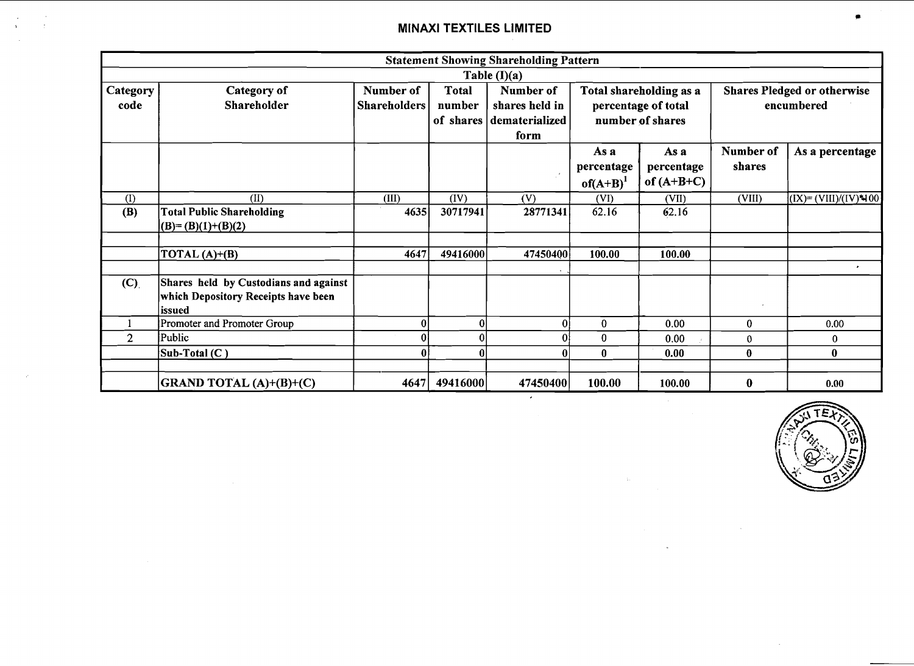# MINAXI TEXTILES LIMITED

| Statement Showing Shareholding Pattern | | | | | | | | |
|---|---|---|---|---|---|---|---|---|
| Table (I)(a) | | | | | | | | |
| Category code | Category of Shareholder | Number of Shareholders | Total number of shares | Number of shares held in dematerialized form | Total shareholding as a percentage of total number of shares | | Shares Pledged or otherwise encumbered | |
| | | | | | As a percentage of(A+B)[1] | As a percentage of (A+B+C) | Number of shares | As a percentage |
| (I) | (II) | (III) | (IV) | (V) | (VI) | (VII) | (VIII) | (IX)= (VIII)/(IV)*100 |
| (B) | **Total Public Shareholding (B)= (B)(1)+(B)(2)** | 4635 | 30717941 | 28771341 | 62.16 | 62.16 | | |
| | | | | | | | | |
| | **TOTAL (A)+(B)** | 4647 | 49416000 | 47450400 | 100.00 | 100.00 | | |
| | | | | | | | | |
| (C) | **Shares held by Custodians and against which Depository Receipts have been issued** | | | | | | | |
| 1 | Promoter and Promoter Group | 0 | 0 | 0 | 0 | 0.00 | 0 | 0.00 |
| 2 | Public | 0 | 0 | 0 | 0 | 0.00 | 0 | 0 |
| | **Sub-Total (C )** | 0 | 0 | 0 | 0 | 0.00 | 0 | 0 |
| | | | | | | | | |
| | **GRAND TOTAL (A)+(B)+(C)** | 4647 | 49416000 | 47450400 | 100.00 | 100.00 | 0 | 0.00 |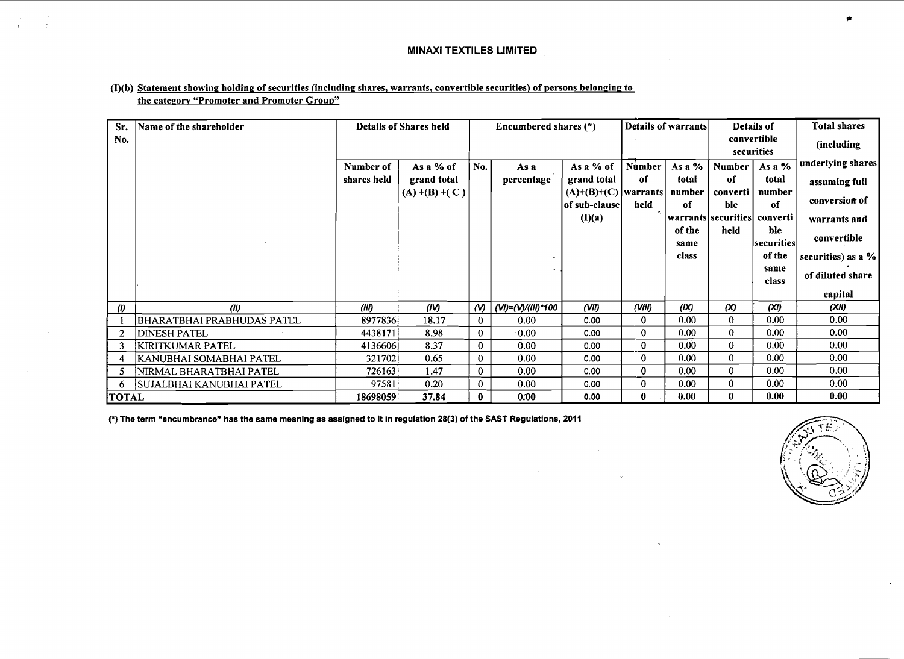# MINAXI TEXTILES LIMITED

## (I)(b) Statement showing holding of securities (including shares, warrants, convertible securities) of persons belonging to the category "Promoter and Promoter Group"

| Sr. No. | Name of the shareholder | Details of Shares held | | Encumbered shares (*) | | | Details of warrants | | Details of convertible securities | | Total shares (including underlying shares assuming full conversion of warrants and convertible securities) as a % of diluted share capital |
|---|---|---|---|---|---|---|---|---|---|---|---|
| | | Number of shares held | As a % of grand total (A) +(B) +( C ) | No. | As a percentage | As a % of grand total (A)+(B)+(C) of sub-clause (I)(a) | Number of warrants held | As a % total number of warrants of the same class | Number of convertible securities held | As a % total number of convertible securities of the same class | |
| *(I)* | *(II)* | *(III)* | *(IV)* | *(V)* | *(VI)=(V)/(III)*100* | *(VII)* | *(VIII)* | *(IX)* | *(X)* | *(XI)* | *(XII)* |
| 1 | BHARATBHAI PRABHUDAS PATEL | 8977836 | 18.17 | 0 | 0.00 | 0.00 | 0 | 0.00 | 0 | 0.00 | 0.00 |
| 2 | DINESH PATEL | 4438171 | 8.98 | 0 | 0.00 | 0.00 | 0 | 0.00 | 0 | 0.00 | 0.00 |
| 3 | KIRITKUMAR PATEL | 4136606 | 8.37 | 0 | 0.00 | 0.00 | 0 | 0.00 | 0 | 0.00 | 0.00 |
| 4 | KANUBHAI SOMABHAI PATEL | 321702 | 0.65 | 0 | 0.00 | 0.00 | 0 | 0.00 | 0 | 0.00 | 0.00 |
| 5 | NIRMAL BHARATBHAI PATEL | 726163 | 1.47 | 0 | 0.00 | 0.00 | 0 | 0.00 | 0 | 0.00 | 0.00 |
| 6 | SUJALBHAI KANUBHAI PATEL | 97581 | 0.20 | 0 | 0.00 | 0.00 | 0 | 0.00 | 0 | 0.00 | 0.00 |
| **TOTAL** | | **18698059** | **37.84** | **0** | **0.00** | **0.00** | **0** | **0.00** | **0** | **0.00** | **0.00** |

(*) The term "encumbrance" has the same meaning as assigned to it in regulation 28(3) of the SAST Regulations, 2011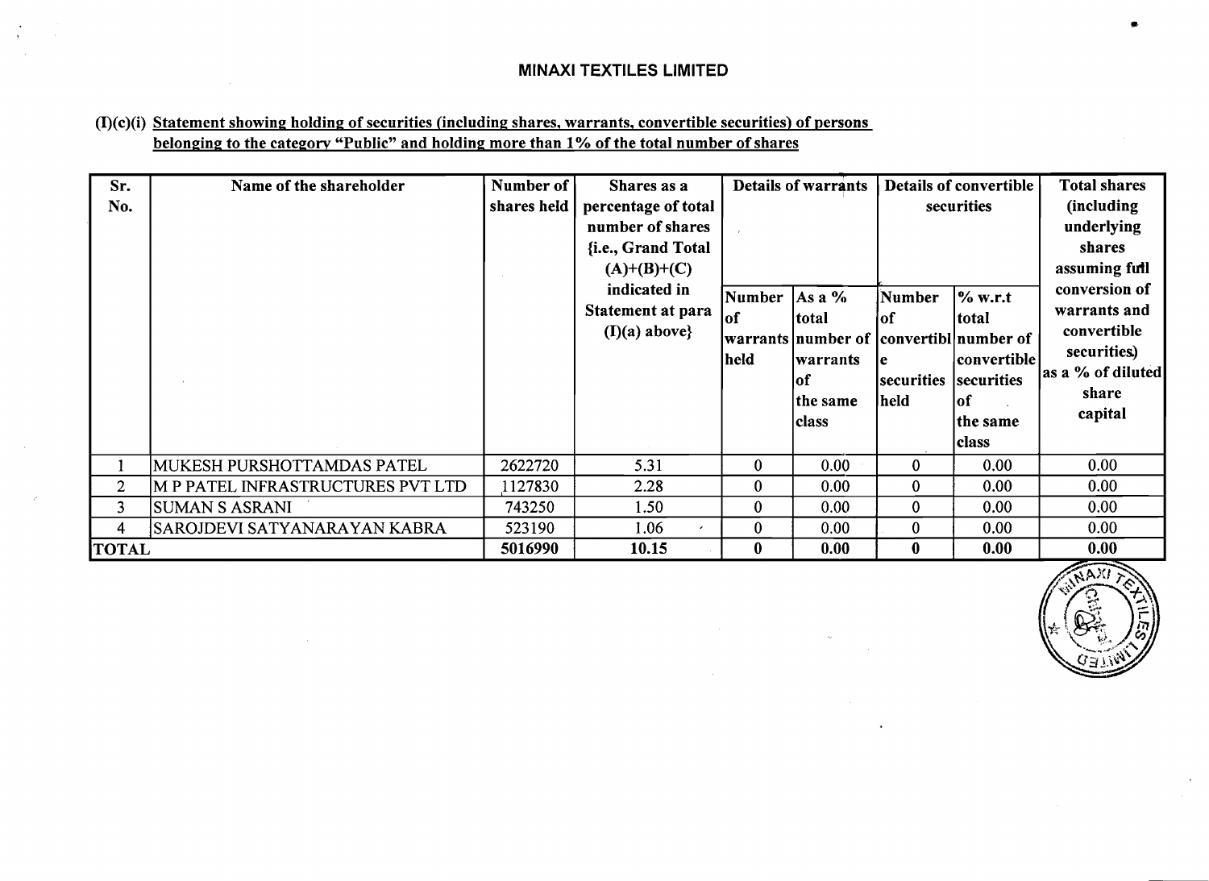# MINAXI TEXTILES LIMITED

**(I)(c)(i) Statement showing holding of securities (including shares, warrants, convertible securities) of persons belonging to the category "Public" and holding more than 1% of the total number of shares**

| Sr. No. | Name of the shareholder | Number of shares held | Shares as a percentage of total number of shares {i.e., Grand Total (A)+(B)+(C) indicated in Statement at para (I)(a) above} | Details of warrants | | Details of convertible securities | | Total shares (including underlying shares assuming full conversion of warrants and convertible securities) as a % of diluted share capital |
|---|---|---|---|---|---|---|---|---|
| | | | | Number of warrants held | As a % total number of warrants of the same class | Number of convertible securities held | % w.r.t total number of convertible securities of the same class | |
| 1 | MUKESH PURSHOTTAMDAS PATEL | 2622720 | 5.31 | 0 | 0.00 | 0 | 0.00 | 0.00 |
| 2 | M P PATEL INFRASTRUCTURES PVT LTD | 1127830 | 2.28 | 0 | 0.00 | 0 | 0.00 | 0.00 |
| 3 | SUMAN S ASRANI | 743250 | 1.50 | 0 | 0.00 | 0 | 0.00 | 0.00 |
| 4 | SAROJDEVI SATYANARAYAN KABRA | 523190 | 1.06 | 0 | 0.00 | 0 | 0.00 | 0.00 |
| **TOTAL** | | **5016990** | **10.15** | **0** | **0.00** | **0** | **0.00** | **0.00** |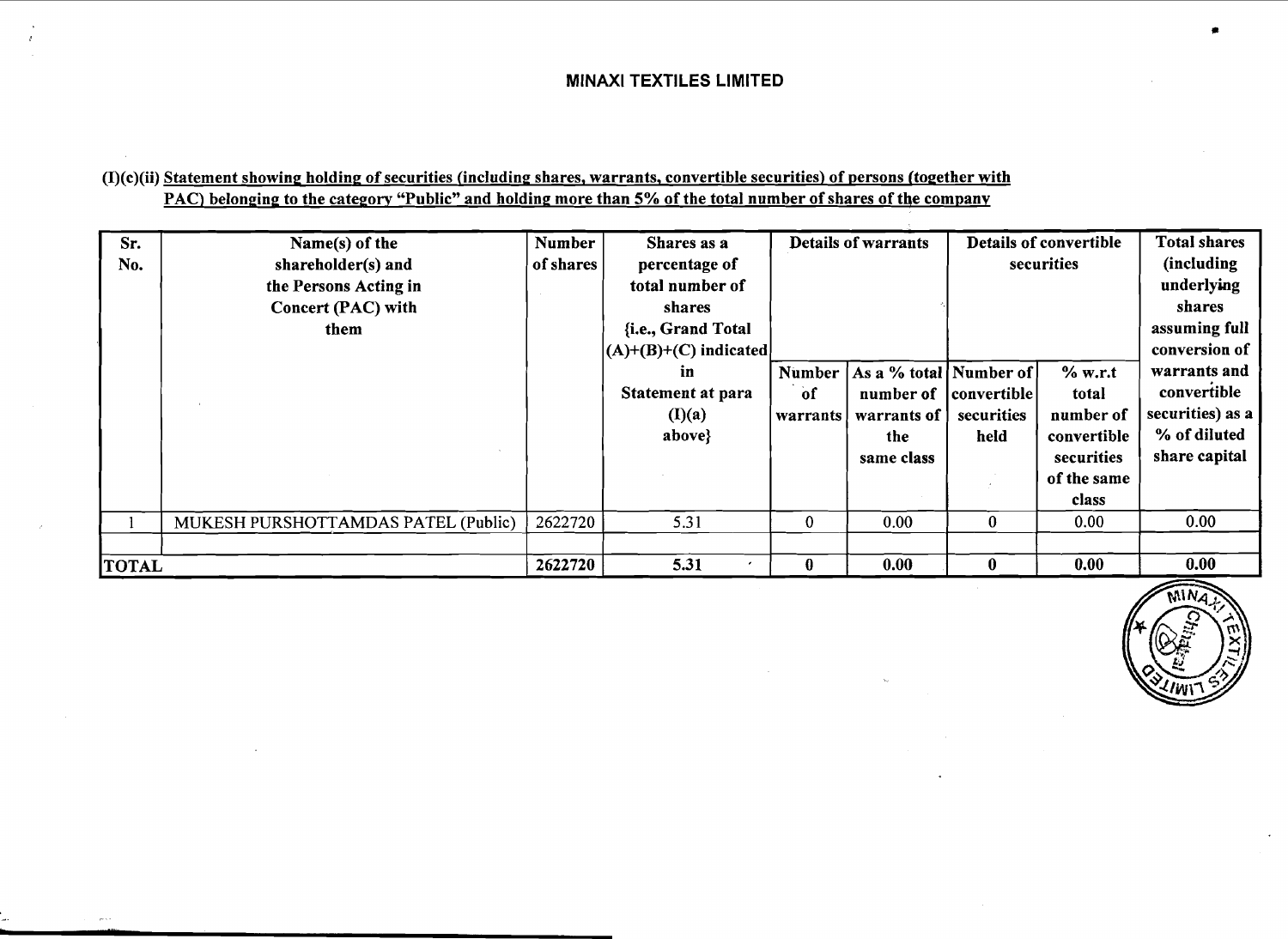**MINAXI TEXTILES LIMITED**

**(I)(c)(ii) Statement showing holding of securities (including shares, warrants, convertible securities) of persons (together with PAC) belonging to the category "Public" and holding more than 5% of the total number of shares of the company**

| Sr. No. | Name(s) of the shareholder(s) and the Persons Acting in Concert (PAC) with them | Number of shares | Shares as a percentage of total number of shares {i.e., Grand Total (A)+(B)+(C) indicated in Statement at para (I)(a) above} | Details of warrants | | Details of convertible securities | | Total shares (including underlying shares assuming full conversion of warrants and convertible securities) as a % of diluted share capital |
|---|---|---|---|---|---|---|---|---|
| | | | | Number of warrants | As a % total number of warrants of the same class | Number of convertible securities held | % w.r.t total number of convertible securities of the same class | |
| 1 | MUKESH PURSHOTTAMDAS PATEL (Public) | 2622720 | 5.31 | 0 | 0.00 | 0 | 0.00 | 0.00 |
| | | | | | | | | |
| **TOTAL** | | **2622720** | **5.31** | **0** | **0.00** | **0** | **0.00** | **0.00** |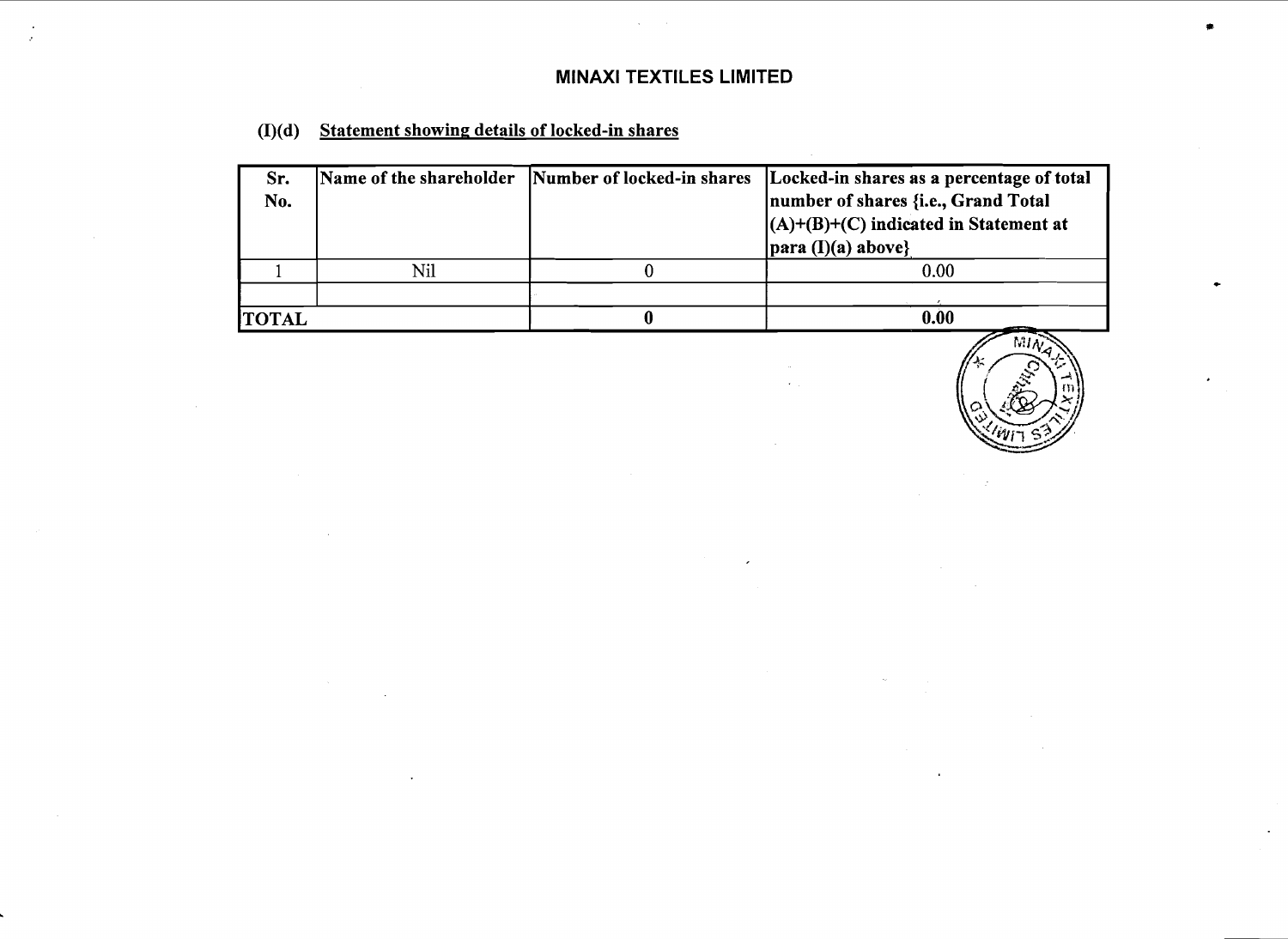# MINAXI TEXTILES LIMITED

## (I)(d) Statement showing details of locked-in shares

| Sr. No. | Name of the shareholder | Number of locked-in shares | Locked-in shares as a percentage of total number of shares {i.e., Grand Total (A)+(B)+(C) indicated in Statement at para (I)(a) above} |
|---|---|---|---|
| 1 | Nil | 0 | 0.00 |
| | | | |
| **TOTAL** | | **0** | **0.00** |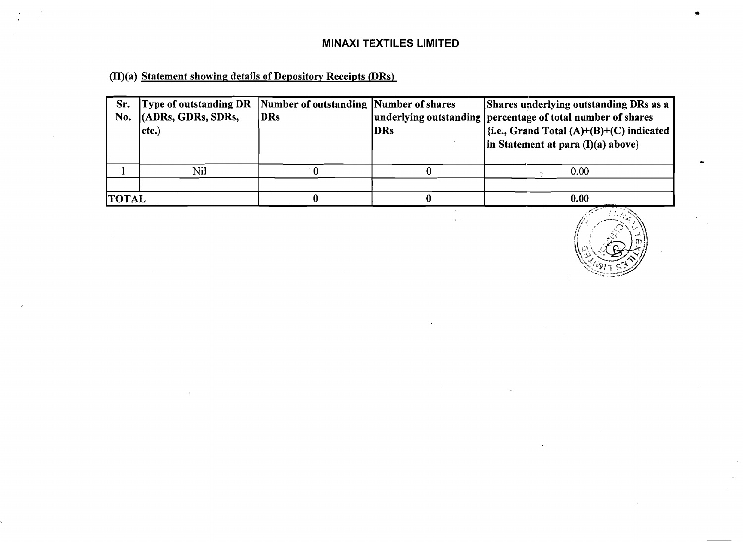# MINAXI TEXTILES LIMITED

## (II)(a) Statement showing details of Depository Receipts (DRs)

| Sr. No. | Type of outstanding DR (ADRs, GDRs, SDRs, etc.) | Number of outstanding DRs | Number of shares underlying outstanding DRs | Shares underlying outstanding DRs as a percentage of total number of shares {i.e., Grand Total (A)+(B)+(C) indicated in Statement at para (I)(a) above} |
|---|---|---|---|---|
| 1 | Nil | 0 | 0 | 0.00 |
| | | | | |
| **TOTAL** | | **0** | **0** | **0.00** |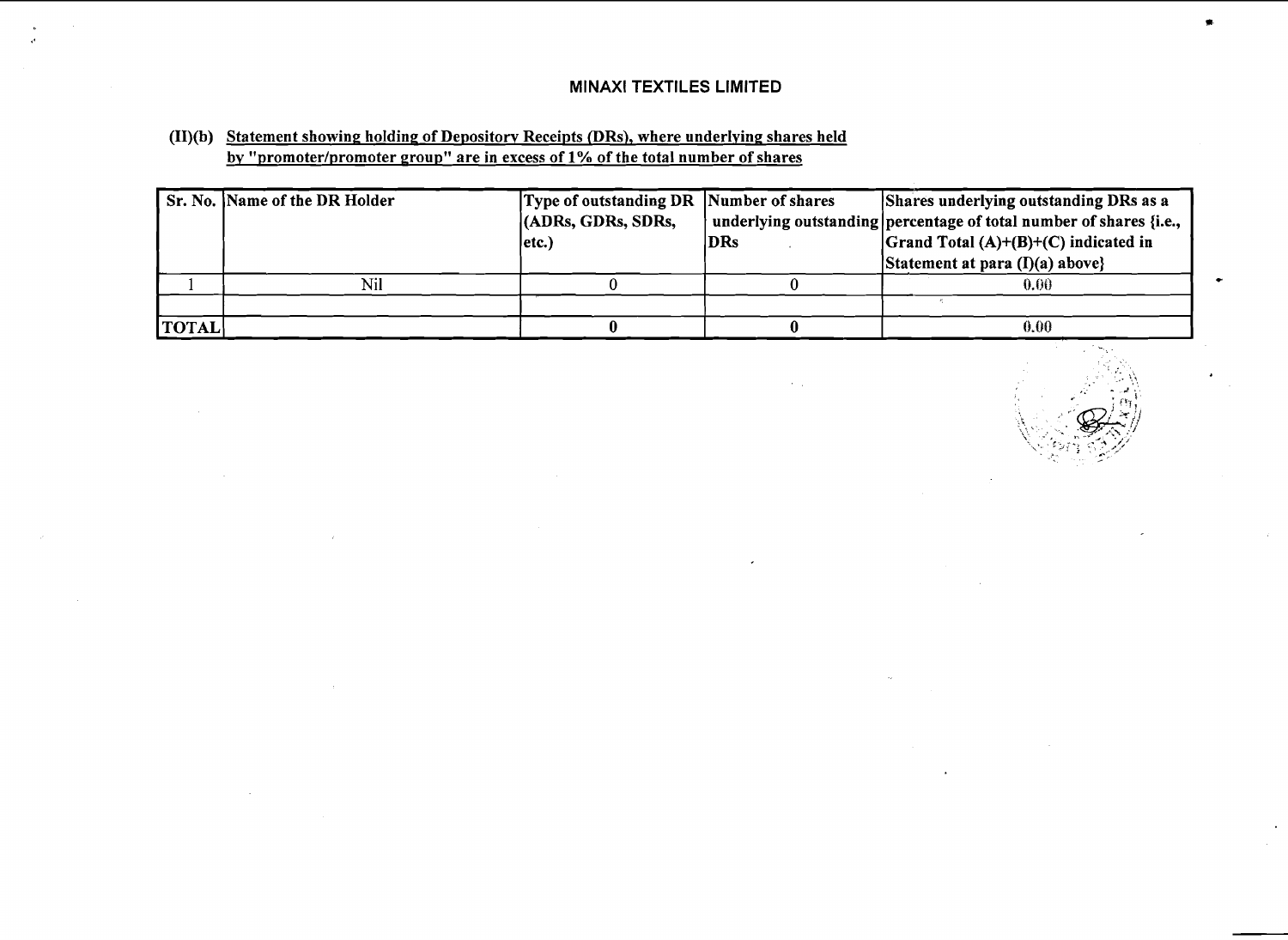# MINAXI TEXTILES LIMITED

## (II)(b) Statement showing holding of Depository Receipts (DRs), where underlying shares held by "promoter/promoter group" are in excess of 1% of the total number of shares

| Sr. No. | Name of the DR Holder | Type of outstanding DR (ADRs, GDRs, SDRs, etc.) | Number of shares underlying outstanding DRs | Shares underlying outstanding DRs as a percentage of total number of shares {i.e., Grand Total (A)+(B)+(C) indicated in Statement at para (I)(a) above} |
|---|---|---|---|---|
| 1 | Nil | 0 | 0 | 0.00 |
| | | | | |
| **TOTAL** | | **0** | **0** | 0.00 |